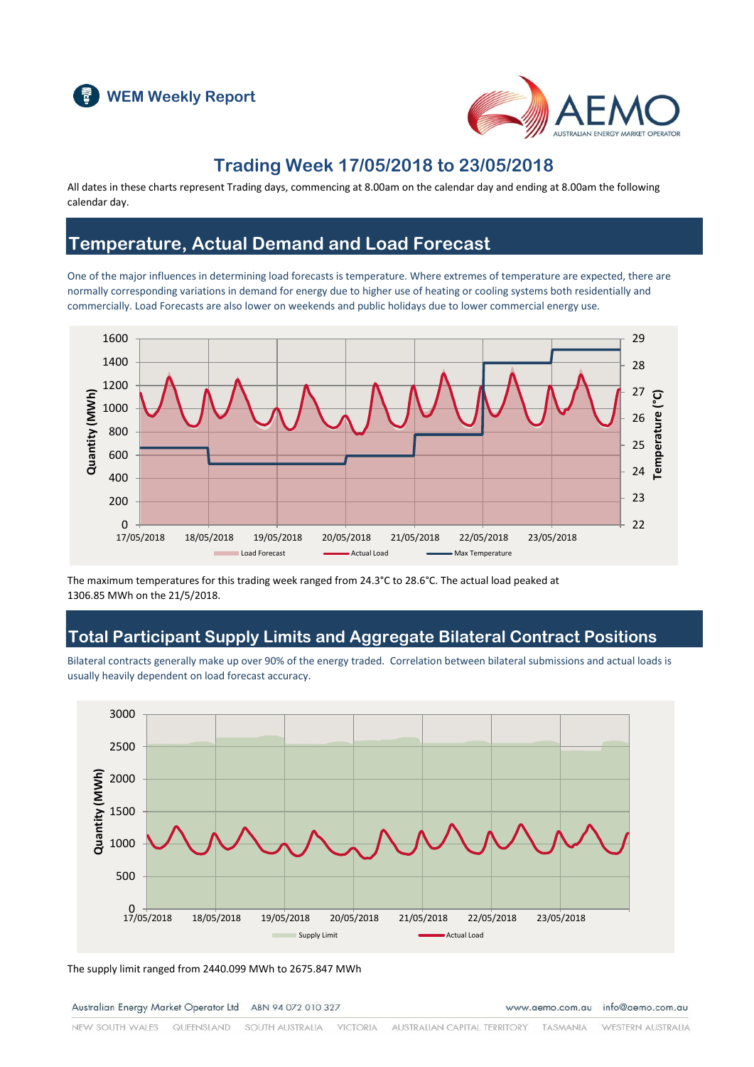WEM Weekly Report

# Trading Week 17/05/2018 to 23/05/2018

All dates in these charts represent Trading days, commencing at 8.00am on the calendar day and ending at 8.00am the following calendar day.

## Temperature, Actual Demand and Load Forecast

One of the major influences in determining load forecasts is temperature. Where extremes of temperature are expected, there are normally corresponding variations in demand for energy due to higher use of heating or cooling systems both residentially and commercially. Load Forecasts are also lower on weekends and public holidays due to lower commercial energy use.

The maximum temperatures for this trading week ranged from 24.3°C to 28.6°C. The actual load peaked at 1306.85 MWh on the 21/5/2018.

## Total Participant Supply Limits and Aggregate Bilateral Contract Positions

Bilateral contracts generally make up over 90% of the energy traded. Correlation between bilateral submissions and actual loads is usually heavily dependent on load forecast accuracy.

The supply limit ranged from 2440.099 MWh to 2675.847 MWh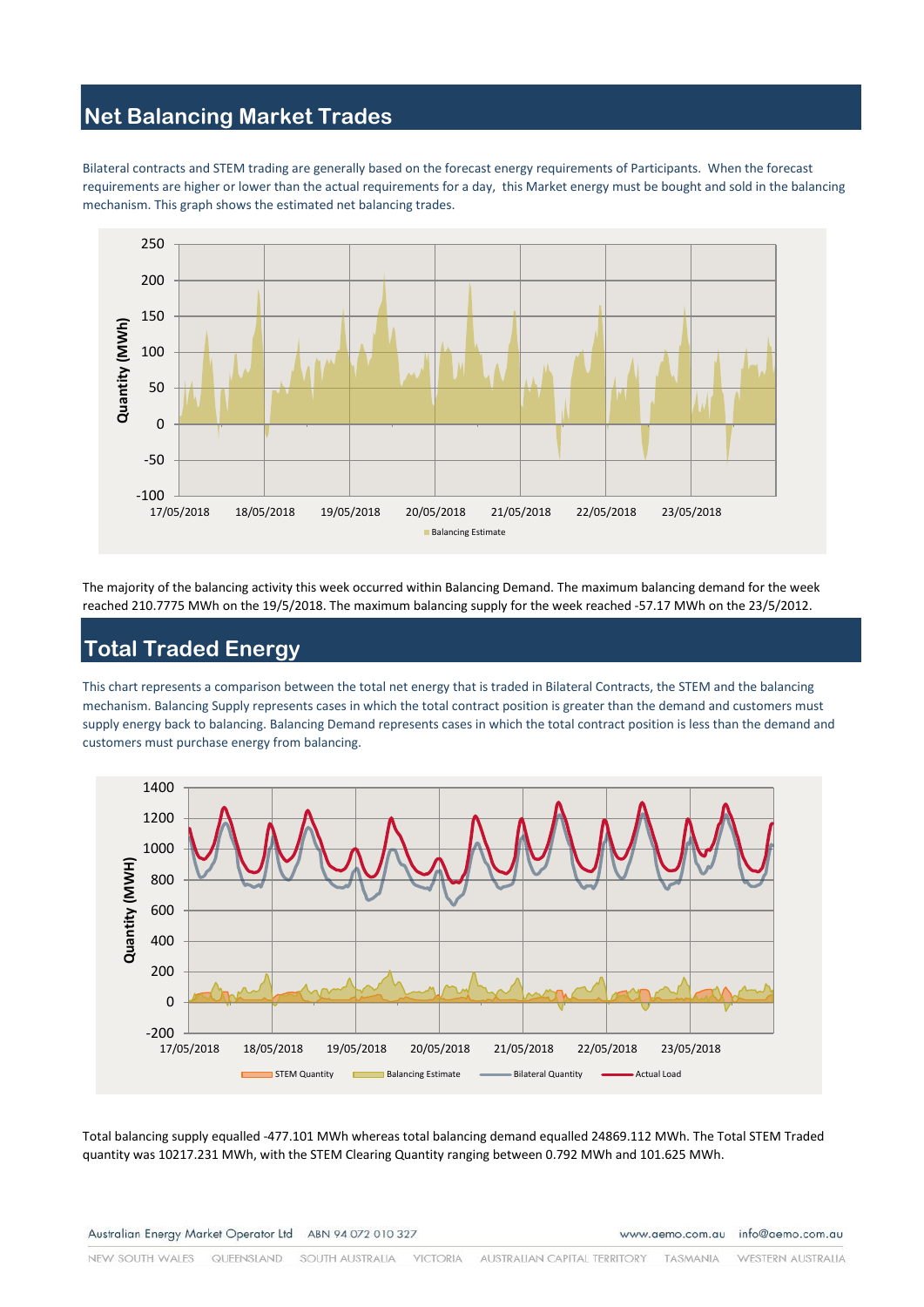## Net Balancing Market Trades

Bilateral contracts and STEM trading are generally based on the forecast energy requirements of Participants. When the forecast requirements are higher or lower than the actual requirements for a day, this Market energy must be bought and sold in the balancing mechanism. This graph shows the estimated net balancing trades.

The majority of the balancing activity this week occurred within Balancing Demand. The maximum balancing demand for the week reached 210.7775 MWh on the 19/5/2018. The maximum balancing supply for the week reached -57.17 MWh on the 23/5/2012.

## Total Traded Energy

This chart represents a comparison between the total net energy that is traded in Bilateral Contracts, the STEM and the balancing mechanism. Balancing Supply represents cases in which the total contract position is greater than the demand and customers must supply energy back to balancing. Balancing Demand represents cases in which the total contract position is less than the demand and customers must purchase energy from balancing.

Total balancing supply equalled -477.101 MWh whereas total balancing demand equalled 24869.112 MWh. The Total STEM Traded quantity was 10217.231 MWh, with the STEM Clearing Quantity ranging between 0.792 MWh and 101.625 MWh.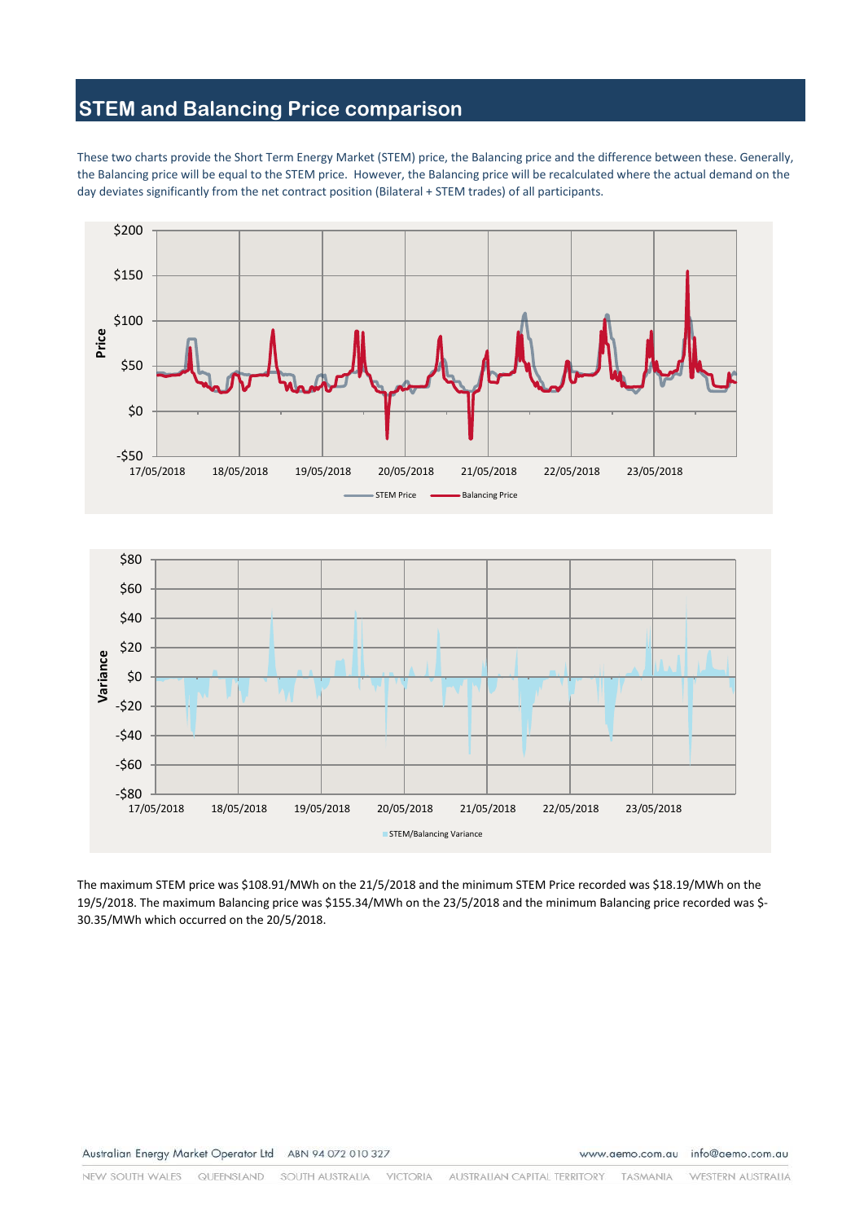## STEM and Balancing Price comparison

These two charts provide the Short Term Energy Market (STEM) price, the Balancing price and the difference between these. Generally, the Balancing price will be equal to the STEM price. However, the Balancing price will be recalculated where the actual demand on the day deviates significantly from the net contract position (Bilateral + STEM trades) of all participants.

Price

$200
$150
$100
$50
$0
-$50

17/05/2018
18/05/2018
19/05/2018
20/05/2018
21/05/2018
22/05/2018
23/05/2018

STEM Price
Balancing Price

Variance

$80
$60
$40
$20
$0
-$20
-$40
-$60
-$80

17/05/2018
18/05/2018
19/05/2018
20/05/2018
21/05/2018
22/05/2018
23/05/2018

STEM/Balancing Variance

The maximum STEM price was $108.91/MWh on the 21/5/2018 and the minimum STEM Price recorded was $18.19/MWh on the 19/5/2018. The maximum Balancing price was $155.34/MWh on the 23/5/2018 and the minimum Balancing price recorded was $-30.35/MWh which occurred on the 20/5/2018.